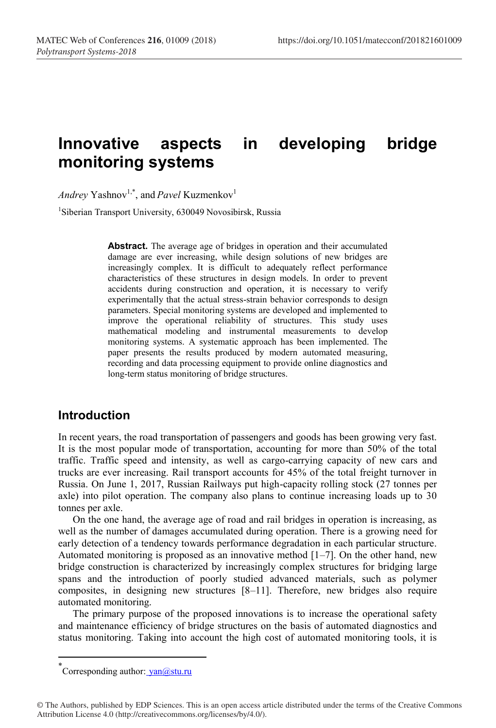# Innovative aspects in developing bridge monitoring systems

*Andrey* Yashnov[1,*], and *Pavel* Kuzmenkov[1]

[1]Siberian Transport University, 630049 Novosibirsk, Russia

**Abstract.** The average age of bridges in operation and their accumulated damage are ever increasing, while design solutions of new bridges are increasingly complex. It is difficult to adequately reflect performance characteristics of these structures in design models. In order to prevent accidents during construction and operation, it is necessary to verify experimentally that the actual stress-strain behavior corresponds to design parameters. Special monitoring systems are developed and implemented to improve the operational reliability of structures. This study uses mathematical modeling and instrumental measurements to develop monitoring systems. A systematic approach has been implemented. The paper presents the results produced by modern automated measuring, recording and data processing equipment to provide online diagnostics and long-term status monitoring of bridge structures.

## Introduction

In recent years, the road transportation of passengers and goods has been growing very fast. It is the most popular mode of transportation, accounting for more than 50% of the total traffic. Traffic speed and intensity, as well as cargo-carrying capacity of new cars and trucks are ever increasing. Rail transport accounts for 45% of the total freight turnover in Russia. On June 1, 2017, Russian Railways put high-capacity rolling stock (27 tonnes per axle) into pilot operation. The company also plans to continue increasing loads up to 30 tonnes per axle.

On the one hand, the average age of road and rail bridges in operation is increasing, as well as the number of damages accumulated during operation. There is a growing need for early detection of a tendency towards performance degradation in each particular structure. Automated monitoring is proposed as an innovative method [1–7]. On the other hand, new bridge construction is characterized by increasingly complex structures for bridging large spans and the introduction of poorly studied advanced materials, such as polymer composites, in designing new structures [8–11]. Therefore, new bridges also require automated monitoring.

The primary purpose of the proposed innovations is to increase the operational safety and maintenance efficiency of bridge structures on the basis of automated diagnostics and status monitoring. Taking into account the high cost of automated monitoring tools, it is

---

[*] Corresponding author: yan@stu.ru

© The Authors, published by EDP Sciences. This is an open access article distributed under the terms of the Creative Commons Attribution License 4.0 (http://creativecommons.org/licenses/by/4.0/).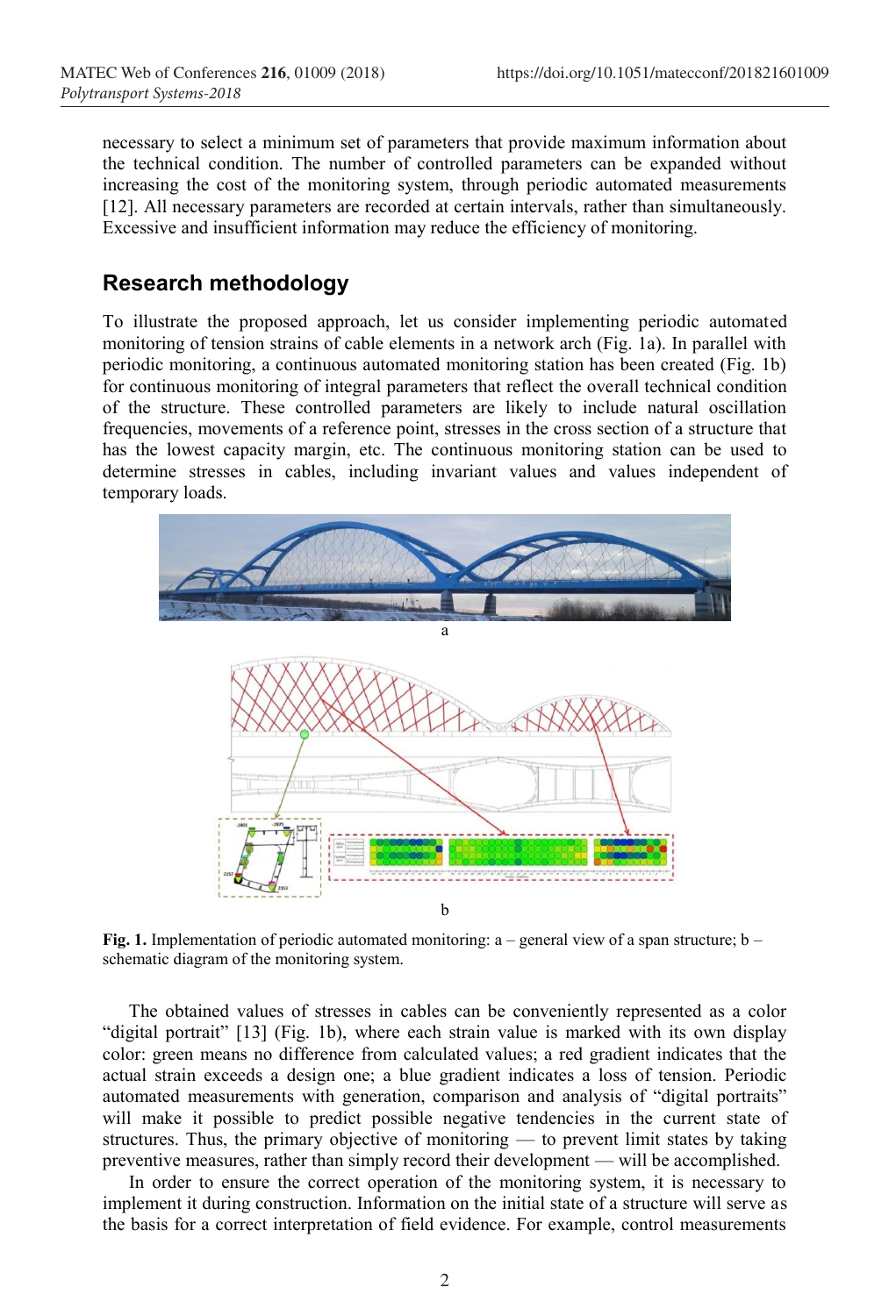necessary to select a minimum set of parameters that provide maximum information about the technical condition. The number of controlled parameters can be expanded without increasing the cost of the monitoring system, through periodic automated measurements [12]. All necessary parameters are recorded at certain intervals, rather than simultaneously. Excessive and insufficient information may reduce the efficiency of monitoring.

## Research methodology

To illustrate the proposed approach, let us consider implementing periodic automated monitoring of tension strains of cable elements in a network arch (Fig. 1a). In parallel with periodic monitoring, a continuous automated monitoring station has been created (Fig. 1b) for continuous monitoring of integral parameters that reflect the overall technical condition of the structure. These controlled parameters are likely to include natural oscillation frequencies, movements of a reference point, stresses in the cross section of a structure that has the lowest capacity margin, etc. The continuous monitoring station can be used to determine stresses in cables, including invariant values and values independent of temporary loads.

**Fig. 1.** Implementation of periodic automated monitoring: a – general view of a span structure; b – schematic diagram of the monitoring system.

The obtained values of stresses in cables can be conveniently represented as a color "digital portrait" [13] (Fig. 1b), where each strain value is marked with its own display color: green means no difference from calculated values; a red gradient indicates that the actual strain exceeds a design one; a blue gradient indicates a loss of tension. Periodic automated measurements with generation, comparison and analysis of "digital portraits" will make it possible to predict possible negative tendencies in the current state of structures. Thus, the primary objective of monitoring — to prevent limit states by taking preventive measures, rather than simply record their development — will be accomplished.

In order to ensure the correct operation of the monitoring system, it is necessary to implement it during construction. Information on the initial state of a structure will serve as the basis for a correct interpretation of field evidence. For example, control measurements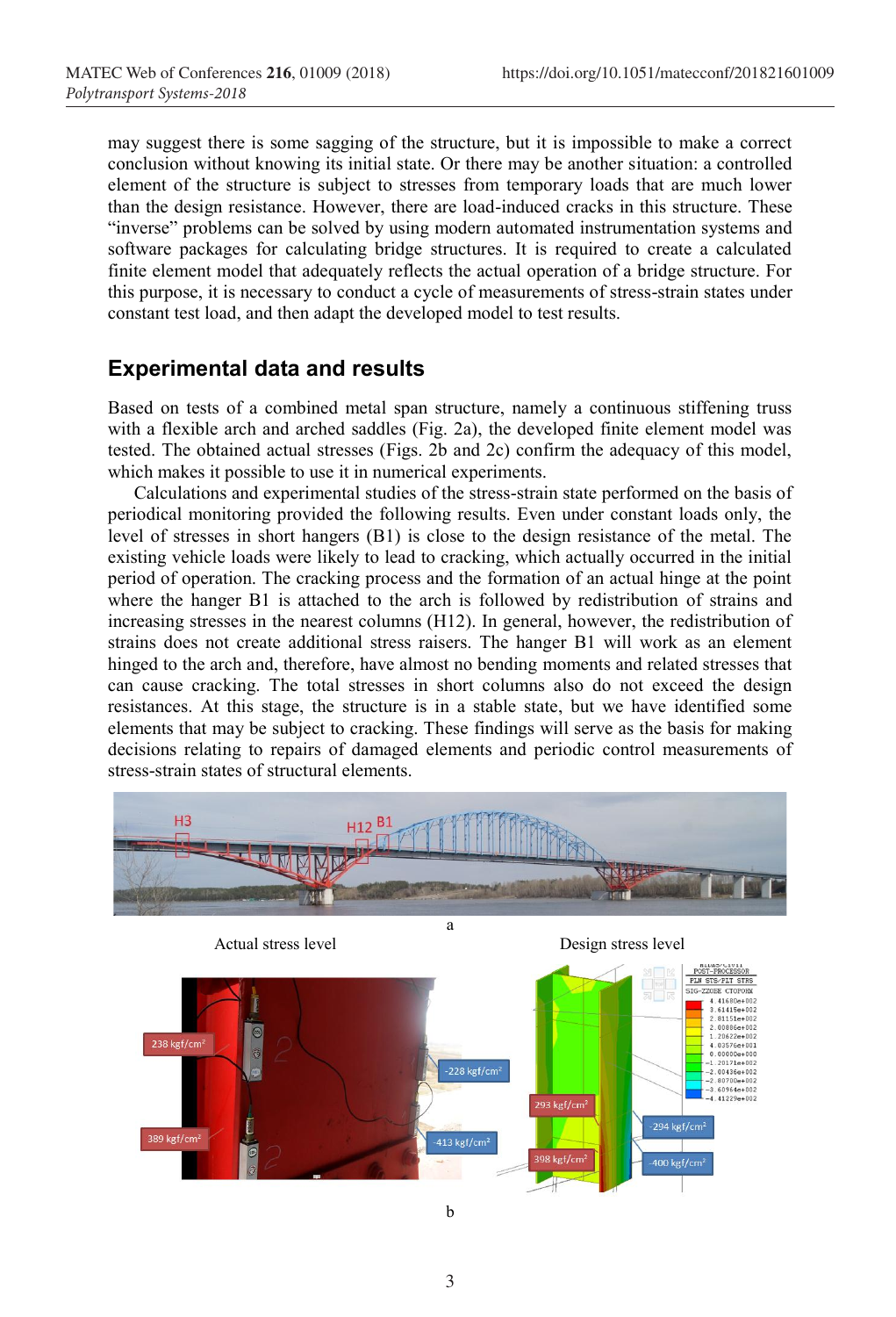may suggest there is some sagging of the structure, but it is impossible to make a correct conclusion without knowing its initial state. Or there may be another situation: a controlled element of the structure is subject to stresses from temporary loads that are much lower than the design resistance. However, there are load-induced cracks in this structure. These "inverse" problems can be solved by using modern automated instrumentation systems and software packages for calculating bridge structures. It is required to create a calculated finite element model that adequately reflects the actual operation of a bridge structure. For this purpose, it is necessary to conduct a cycle of measurements of stress-strain states under constant test load, and then adapt the developed model to test results.

## Experimental data and results

Based on tests of a combined metal span structure, namely a continuous stiffening truss with a flexible arch and arched saddles (Fig. 2a), the developed finite element model was tested. The obtained actual stresses (Figs. 2b and 2c) confirm the adequacy of this model, which makes it possible to use it in numerical experiments.

Calculations and experimental studies of the stress-strain state performed on the basis of periodical monitoring provided the following results. Even under constant loads only, the level of stresses in short hangers (B1) is close to the design resistance of the metal. The existing vehicle loads were likely to lead to cracking, which actually occurred in the initial period of operation. The cracking process and the formation of an actual hinge at the point where the hanger B1 is attached to the arch is followed by redistribution of strains and increasing stresses in the nearest columns (H12). In general, however, the redistribution of strains does not create additional stress raisers. The hanger B1 will work as an element hinged to the arch and, therefore, have almost no bending moments and related stresses that can cause cracking. The total stresses in short columns also do not exceed the design resistances. At this stage, the structure is in a stable state, but we have identified some elements that may be subject to cracking. These findings will serve as the basis for making decisions relating to repairs of damaged elements and periodic control measurements of stress-strain states of structural elements.

a

Actual stress level | Design stress level

b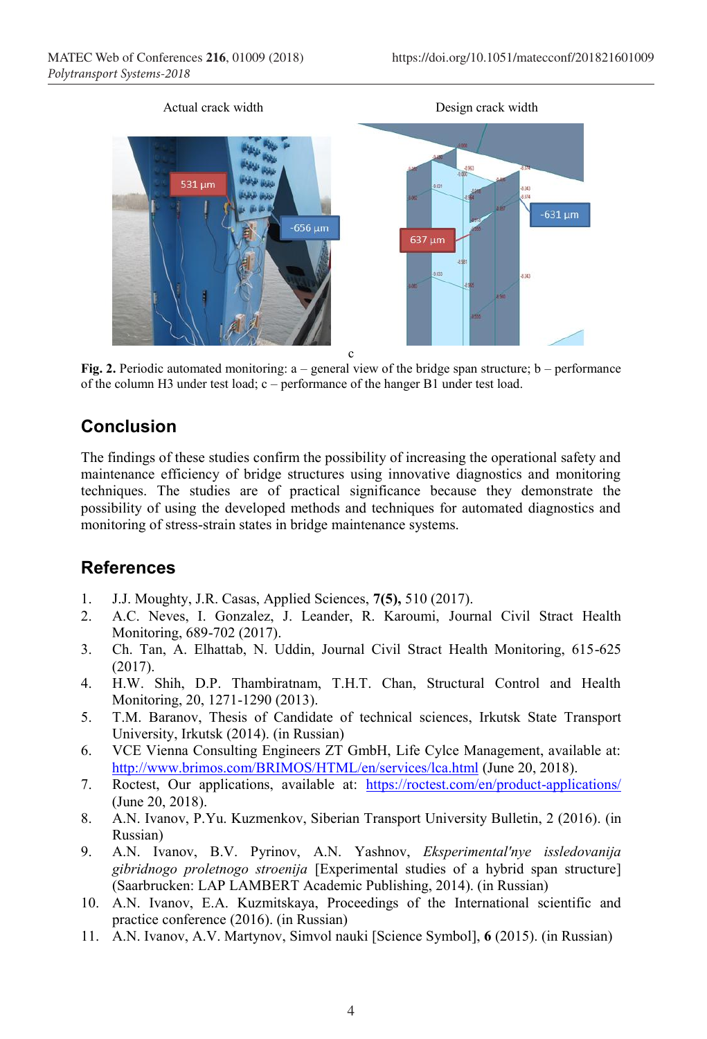Actual crack width Design crack width

c

**Fig. 2.** Periodic automated monitoring: a – general view of the bridge span structure; b – performance of the column H3 under test load; c – performance of the hanger B1 under test load.

## Conclusion

The findings of these studies confirm the possibility of increasing the operational safety and maintenance efficiency of bridge structures using innovative diagnostics and monitoring techniques. The studies are of practical significance because they demonstrate the possibility of using the developed methods and techniques for automated diagnostics and monitoring of stress-strain states in bridge maintenance systems.

## References

1. J.J. Moughty, J.R. Casas, Applied Sciences, **7(5),** 510 (2017).
2. A.C. Neves, I. Gonzalez, J. Leander, R. Karoumi, Journal Civil Stract Health Monitoring, 689-702 (2017).
3. Ch. Tan, A. Elhattab, N. Uddin, Journal Civil Stract Health Monitoring, 615-625 (2017).
4. H.W. Shih, D.P. Thambiratnam, T.H.T. Chan, Structural Control and Health Monitoring, 20, 1271-1290 (2013).
5. T.M. Baranov, Thesis of Candidate of technical sciences, Irkutsk State Transport University, Irkutsk (2014). (in Russian)
6. VCE Vienna Consulting Engineers ZT GmbH, Life Cylce Management, available at: http://www.brimos.com/BRIMOS/HTML/en/services/lca.html (June 20, 2018).
7. Roctest, Our applications, available at: https://roctest.com/en/product-applications/ (June 20, 2018).
8. A.N. Ivanov, P.Yu. Kuzmenkov, Siberian Transport University Bulletin, 2 (2016). (in Russian)
9. A.N. Ivanov, B.V. Pyrinov, A.N. Yashnov, *Eksperimental'nye issledovanija gibridnogo proletnogo stroenija* [Experimental studies of a hybrid span structure] (Saarbrucken: LAP LAMBERT Academic Publishing, 2014). (in Russian)
10. A.N. Ivanov, E.A. Kuzmitskaya, Proceedings of the International scientific and practice conference (2016). (in Russian)
11. A.N. Ivanov, A.V. Martynov, Simvol nauki [Science Symbol], **6** (2015). (in Russian)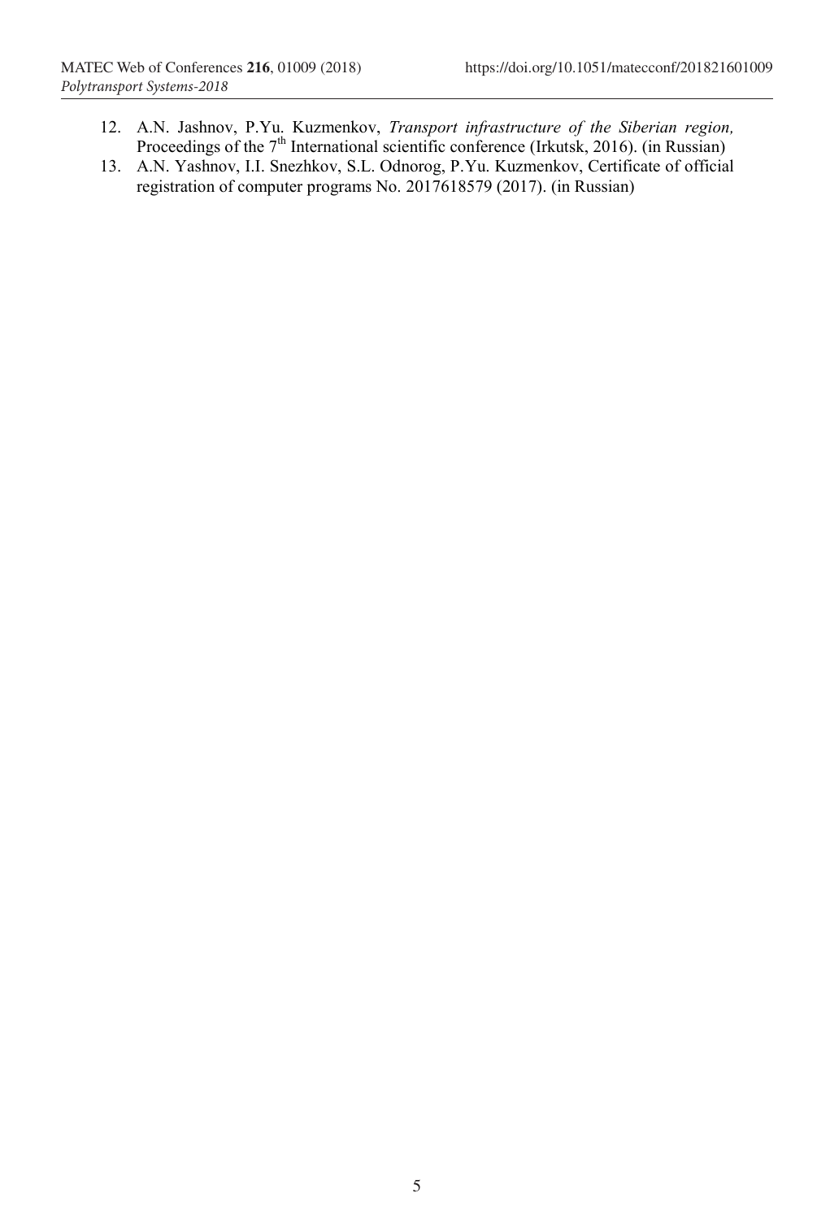12. A.N. Jashnov, P.Yu. Kuzmenkov, *Transport infrastructure of the Siberian region,* Proceedings of the 7th International scientific conference (Irkutsk, 2016). (in Russian)
13. A.N. Yashnov, I.I. Snezhkov, S.L. Odnorog, P.Yu. Kuzmenkov, Certificate of official registration of computer programs No. 2017618579 (2017). (in Russian)